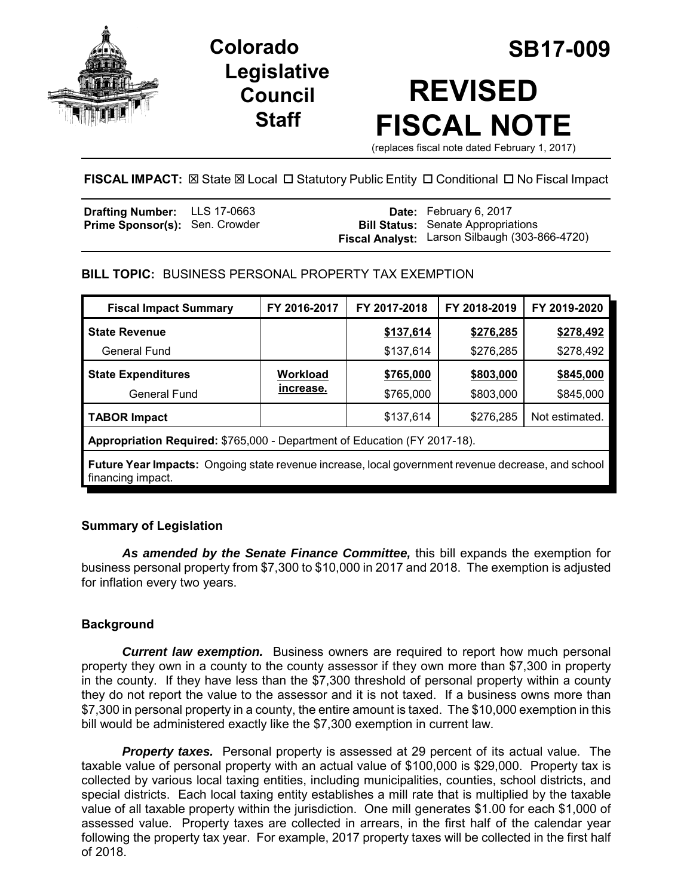# Colorado Legislative Council Staff

# SB17-009

# REVISED FISCAL NOTE

(replaces fiscal note dated February 1, 2017)

**FISCAL IMPACT:** ☒ State ☒ Local ☐ Statutory Public Entity ☐ Conditional ☐ No Fiscal Impact

| | | | |
|---|---|---|---|
| **Drafting Number:** | LLS 17-0663 | **Date:** | February 6, 2017 |
| **Prime Sponsor(s):** | Sen. Crowder | **Bill Status:** | Senate Appropriations |
| | | **Fiscal Analyst:** | Larson Silbaugh (303-866-4720) |

**BILL TOPIC:** BUSINESS PERSONAL PROPERTY TAX EXEMPTION

| Fiscal Impact Summary | FY 2016-2017 | FY 2017-2018 | FY 2018-2019 | FY 2019-2020 |
|---|---|---|---|---|
| **State Revenue** | | **$137,614** | **$276,285** | **$278,492** |
| General Fund | | $137,614 | $276,285 | $278,492 |
| **State Expenditures** | **Workload increase.** | **$765,000** | **$803,000** | **$845,000** |
| General Fund | | $765,000 | $803,000 | $845,000 |
| **TABOR Impact** | | $137,614 | $276,285 | Not estimated. |
| **Appropriation Required:** $765,000 - Department of Education (FY 2017-18). | | | | |
| **Future Year Impacts:** Ongoing state revenue increase, local government revenue decrease, and school financing impact. | | | | |

## Summary of Legislation

***As amended by the Senate Finance Committee,*** this bill expands the exemption for business personal property from $7,300 to $10,000 in 2017 and 2018. The exemption is adjusted for inflation every two years.

## Background

***Current law exemption.*** Business owners are required to report how much personal property they own in a county to the county assessor if they own more than $7,300 in property in the county. If they have less than the $7,300 threshold of personal property within a county they do not report the value to the assessor and it is not taxed. If a business owns more than $7,300 in personal property in a county, the entire amount is taxed. The $10,000 exemption in this bill would be administered exactly like the $7,300 exemption in current law.

***Property taxes.*** Personal property is assessed at 29 percent of its actual value. The taxable value of personal property with an actual value of $100,000 is $29,000. Property tax is collected by various local taxing entities, including municipalities, counties, school districts, and special districts. Each local taxing entity establishes a mill rate that is multiplied by the taxable value of all taxable property within the jurisdiction. One mill generates $1.00 for each $1,000 of assessed value. Property taxes are collected in arrears, in the first half of the calendar year following the property tax year. For example, 2017 property taxes will be collected in the first half of 2018.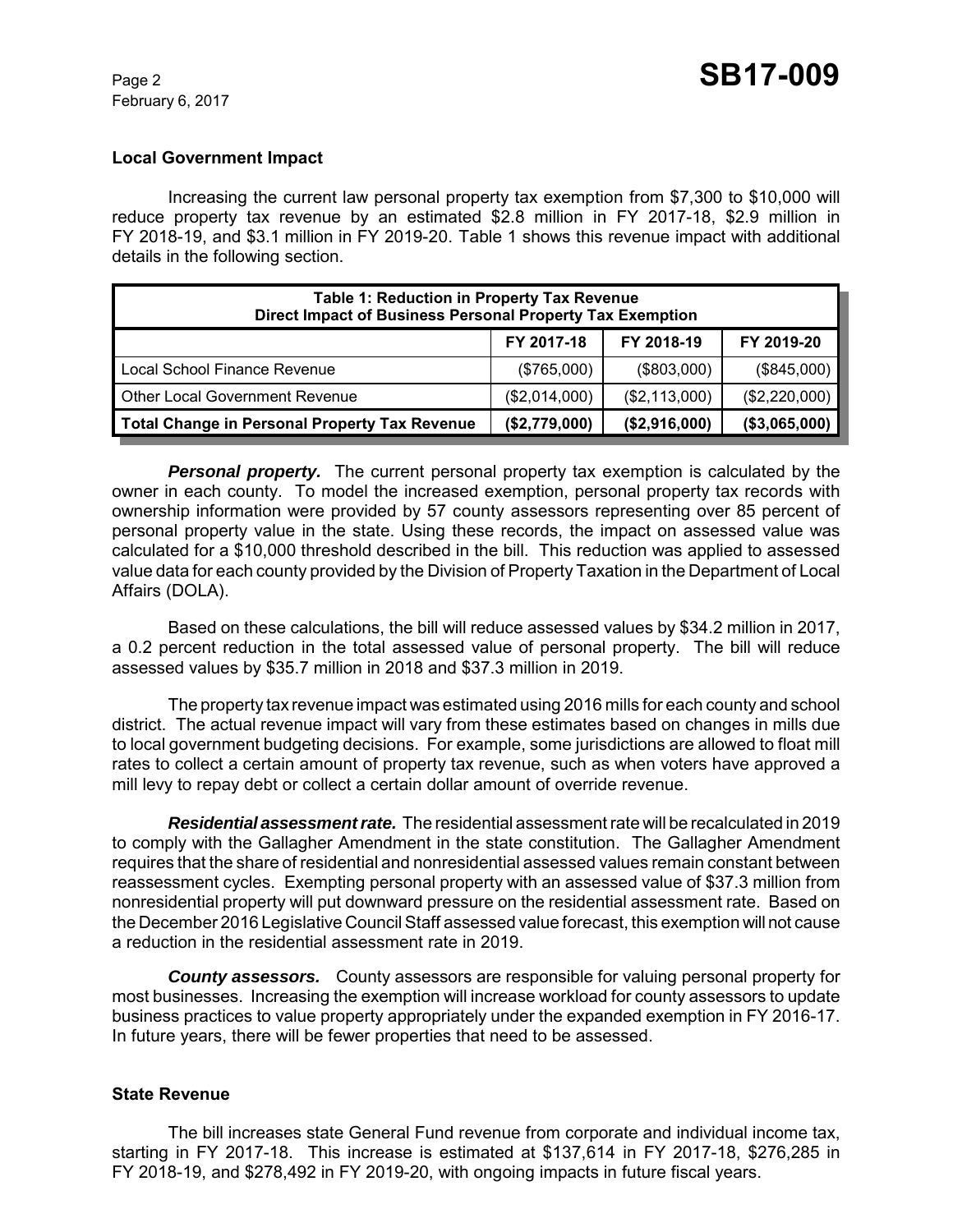### Local Government Impact

Increasing the current law personal property tax exemption from $7,300 to $10,000 will reduce property tax revenue by an estimated $2.8 million in FY 2017-18, $2.9 million in FY 2018-19, and $3.1 million in FY 2019-20. Table 1 shows this revenue impact with additional details in the following section.

**Table 1: Reduction in Property Tax Revenue**
**Direct Impact of Business Personal Property Tax Exemption**

| | FY 2017-18 | FY 2018-19 | FY 2019-20 |
|---|---|---|---|
| Local School Finance Revenue | ($765,000) | ($803,000) | ($845,000) |
| Other Local Government Revenue | ($2,014,000) | ($2,113,000) | ($2,220,000) |
| **Total Change in Personal Property Tax Revenue** | **($2,779,000)** | **($2,916,000)** | **($3,065,000)** |

***Personal property.*** The current personal property tax exemption is calculated by the owner in each county. To model the increased exemption, personal property tax records with ownership information were provided by 57 county assessors representing over 85 percent of personal property value in the state. Using these records, the impact on assessed value was calculated for a $10,000 threshold described in the bill. This reduction was applied to assessed value data for each county provided by the Division of Property Taxation in the Department of Local Affairs (DOLA).

Based on these calculations, the bill will reduce assessed values by $34.2 million in 2017, a 0.2 percent reduction in the total assessed value of personal property. The bill will reduce assessed values by $35.7 million in 2018 and $37.3 million in 2019.

The property tax revenue impact was estimated using 2016 mills for each county and school district. The actual revenue impact will vary from these estimates based on changes in mills due to local government budgeting decisions. For example, some jurisdictions are allowed to float mill rates to collect a certain amount of property tax revenue, such as when voters have approved a mill levy to repay debt or collect a certain dollar amount of override revenue.

***Residential assessment rate.*** The residential assessment rate will be recalculated in 2019 to comply with the Gallagher Amendment in the state constitution. The Gallagher Amendment requires that the share of residential and nonresidential assessed values remain constant between reassessment cycles. Exempting personal property with an assessed value of $37.3 million from nonresidential property will put downward pressure on the residential assessment rate. Based on the December 2016 Legislative Council Staff assessed value forecast, this exemption will not cause a reduction in the residential assessment rate in 2019.

***County assessors.*** County assessors are responsible for valuing personal property for most businesses. Increasing the exemption will increase workload for county assessors to update business practices to value property appropriately under the expanded exemption in FY 2016-17. In future years, there will be fewer properties that need to be assessed.

### State Revenue

The bill increases state General Fund revenue from corporate and individual income tax, starting in FY 2017-18. This increase is estimated at $137,614 in FY 2017-18, $276,285 in FY 2018-19, and $278,492 in FY 2019-20, with ongoing impacts in future fiscal years.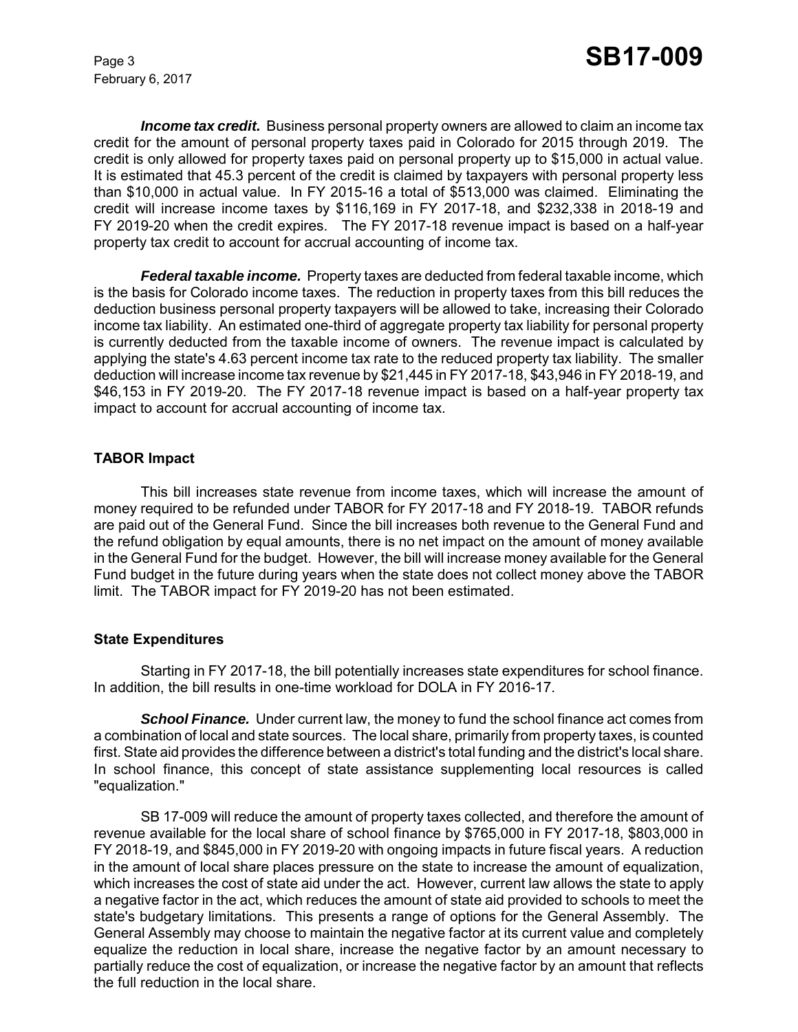***Income tax credit.*** Business personal property owners are allowed to claim an income tax credit for the amount of personal property taxes paid in Colorado for 2015 through 2019. The credit is only allowed for property taxes paid on personal property up to $15,000 in actual value. It is estimated that 45.3 percent of the credit is claimed by taxpayers with personal property less than $10,000 in actual value. In FY 2015-16 a total of $513,000 was claimed. Eliminating the credit will increase income taxes by $116,169 in FY 2017-18, and $232,338 in 2018-19 and FY 2019-20 when the credit expires. The FY 2017-18 revenue impact is based on a half-year property tax credit to account for accrual accounting of income tax.

***Federal taxable income.*** Property taxes are deducted from federal taxable income, which is the basis for Colorado income taxes. The reduction in property taxes from this bill reduces the deduction business personal property taxpayers will be allowed to take, increasing their Colorado income tax liability. An estimated one-third of aggregate property tax liability for personal property is currently deducted from the taxable income of owners. The revenue impact is calculated by applying the state's 4.63 percent income tax rate to the reduced property tax liability. The smaller deduction will increase income tax revenue by $21,445 in FY 2017-18, $43,946 in FY 2018-19, and $46,153 in FY 2019-20. The FY 2017-18 revenue impact is based on a half-year property tax impact to account for accrual accounting of income tax.

**TABOR Impact**

This bill increases state revenue from income taxes, which will increase the amount of money required to be refunded under TABOR for FY 2017-18 and FY 2018-19. TABOR refunds are paid out of the General Fund. Since the bill increases both revenue to the General Fund and the refund obligation by equal amounts, there is no net impact on the amount of money available in the General Fund for the budget. However, the bill will increase money available for the General Fund budget in the future during years when the state does not collect money above the TABOR limit. The TABOR impact for FY 2019-20 has not been estimated.

**State Expenditures**

Starting in FY 2017-18, the bill potentially increases state expenditures for school finance. In addition, the bill results in one-time workload for DOLA in FY 2016-17.

***School Finance.*** Under current law, the money to fund the school finance act comes from a combination of local and state sources. The local share, primarily from property taxes, is counted first. State aid provides the difference between a district's total funding and the district's local share. In school finance, this concept of state assistance supplementing local resources is called "equalization."

SB 17-009 will reduce the amount of property taxes collected, and therefore the amount of revenue available for the local share of school finance by $765,000 in FY 2017-18, $803,000 in FY 2018-19, and $845,000 in FY 2019-20 with ongoing impacts in future fiscal years. A reduction in the amount of local share places pressure on the state to increase the amount of equalization, which increases the cost of state aid under the act. However, current law allows the state to apply a negative factor in the act, which reduces the amount of state aid provided to schools to meet the state's budgetary limitations. This presents a range of options for the General Assembly. The General Assembly may choose to maintain the negative factor at its current value and completely equalize the reduction in local share, increase the negative factor by an amount necessary to partially reduce the cost of equalization, or increase the negative factor by an amount that reflects the full reduction in the local share.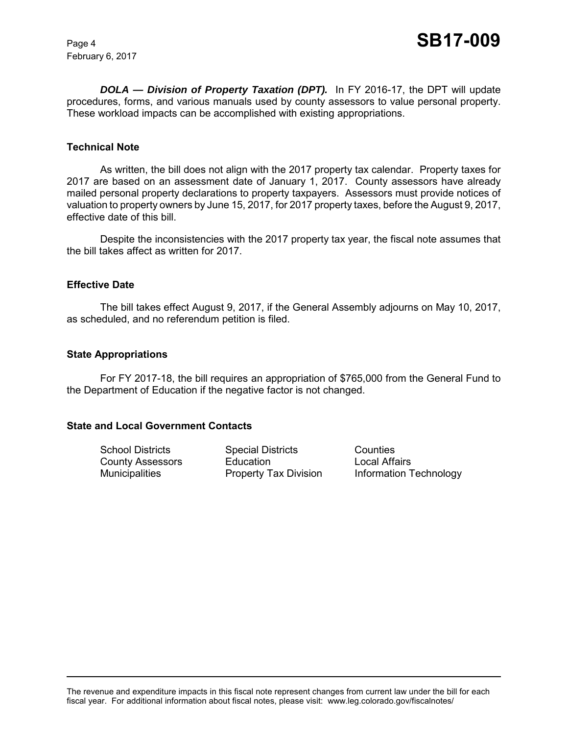***DOLA — Division of Property Taxation (DPT).*** In FY 2016-17, the DPT will update procedures, forms, and various manuals used by county assessors to value personal property. These workload impacts can be accomplished with existing appropriations.

### Technical Note

As written, the bill does not align with the 2017 property tax calendar. Property taxes for 2017 are based on an assessment date of January 1, 2017. County assessors have already mailed personal property declarations to property taxpayers. Assessors must provide notices of valuation to property owners by June 15, 2017, for 2017 property taxes, before the August 9, 2017, effective date of this bill.

Despite the inconsistencies with the 2017 property tax year, the fiscal note assumes that the bill takes affect as written for 2017.

### Effective Date

The bill takes effect August 9, 2017, if the General Assembly adjourns on May 10, 2017, as scheduled, and no referendum petition is filed.

### State Appropriations

For FY 2017-18, the bill requires an appropriation of $765,000 from the General Fund to the Department of Education if the negative factor is not changed.

### State and Local Government Contacts

| | | |
|---|---|---|
| School Districts | Special Districts | Counties |
| County Assessors | Education | Local Affairs |
| Municipalities | Property Tax Division | Information Technology |

The revenue and expenditure impacts in this fiscal note represent changes from current law under the bill for each fiscal year. For additional information about fiscal notes, please visit: www.leg.colorado.gov/fiscalnotes/